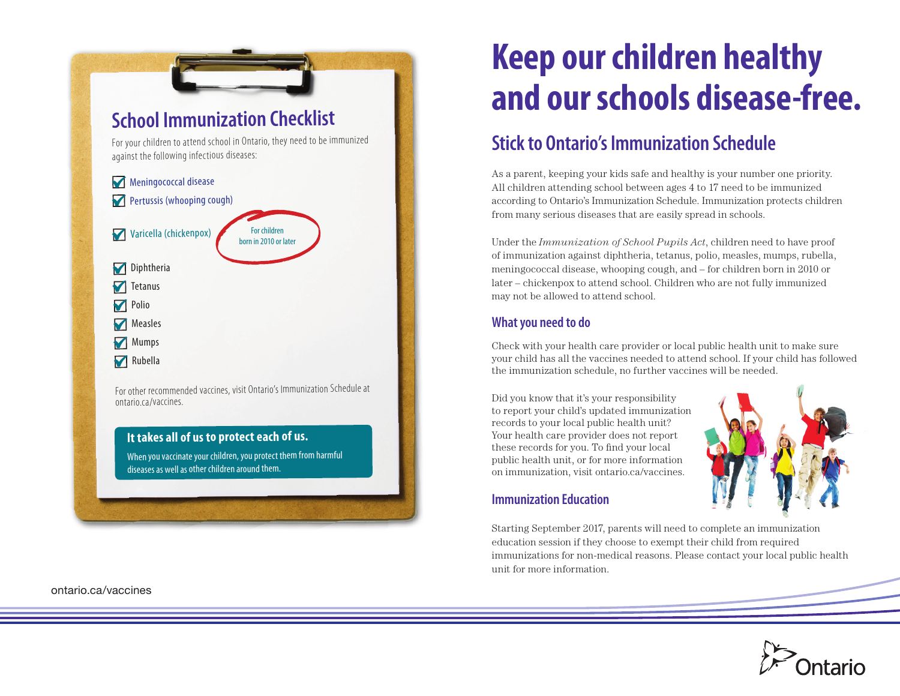## School Immunization Checklist

For your children to attend school in Ontario, they need to be immunized against the following infectious diseases:

- ☑ Meningococcal disease
- ☑ Pertussis (whooping cough)
- ☑ Varicella (chickenpox) — For children born in 2010 or later
- ☑ Diphtheria
- ☑ Tetanus
- ☑ Polio
- ☑ Measles
- ☑ Mumps
- ☑ Rubella

For other recommended vaccines, visit Ontario's Immunization Schedule at ontario.ca/vaccines.

**It takes all of us to protect each of us.**

When you vaccinate your children, you protect them from harmful diseases as well as other children around them.

# Keep our children healthy and our schools disease-free.

## Stick to Ontario's Immunization Schedule

As a parent, keeping your kids safe and healthy is your number one priority. All children attending school between ages 4 to 17 need to be immunized according to Ontario's Immunization Schedule. Immunization protects children from many serious diseases that are easily spread in schools.

Under the *Immunization of School Pupils Act*, children need to have proof of immunization against diphtheria, tetanus, polio, measles, mumps, rubella, meningococcal disease, whooping cough, and – for children born in 2010 or later – chickenpox to attend school. Children who are not fully immunized may not be allowed to attend school.

### What you need to do

Check with your health care provider or local public health unit to make sure your child has all the vaccines needed to attend school. If your child has followed the immunization schedule, no further vaccines will be needed.

Did you know that it's your responsibility to report your child's updated immunization records to your local public health unit? Your health care provider does not report these records for you. To find your local public health unit, or for more information on immunization, visit ontario.ca/vaccines.

### Immunization Education

Starting September 2017, parents will need to complete an immunization education session if they choose to exempt their child from required immunizations for non-medical reasons. Please contact your local public health unit for more information.

ontario.ca/vaccines

Ontario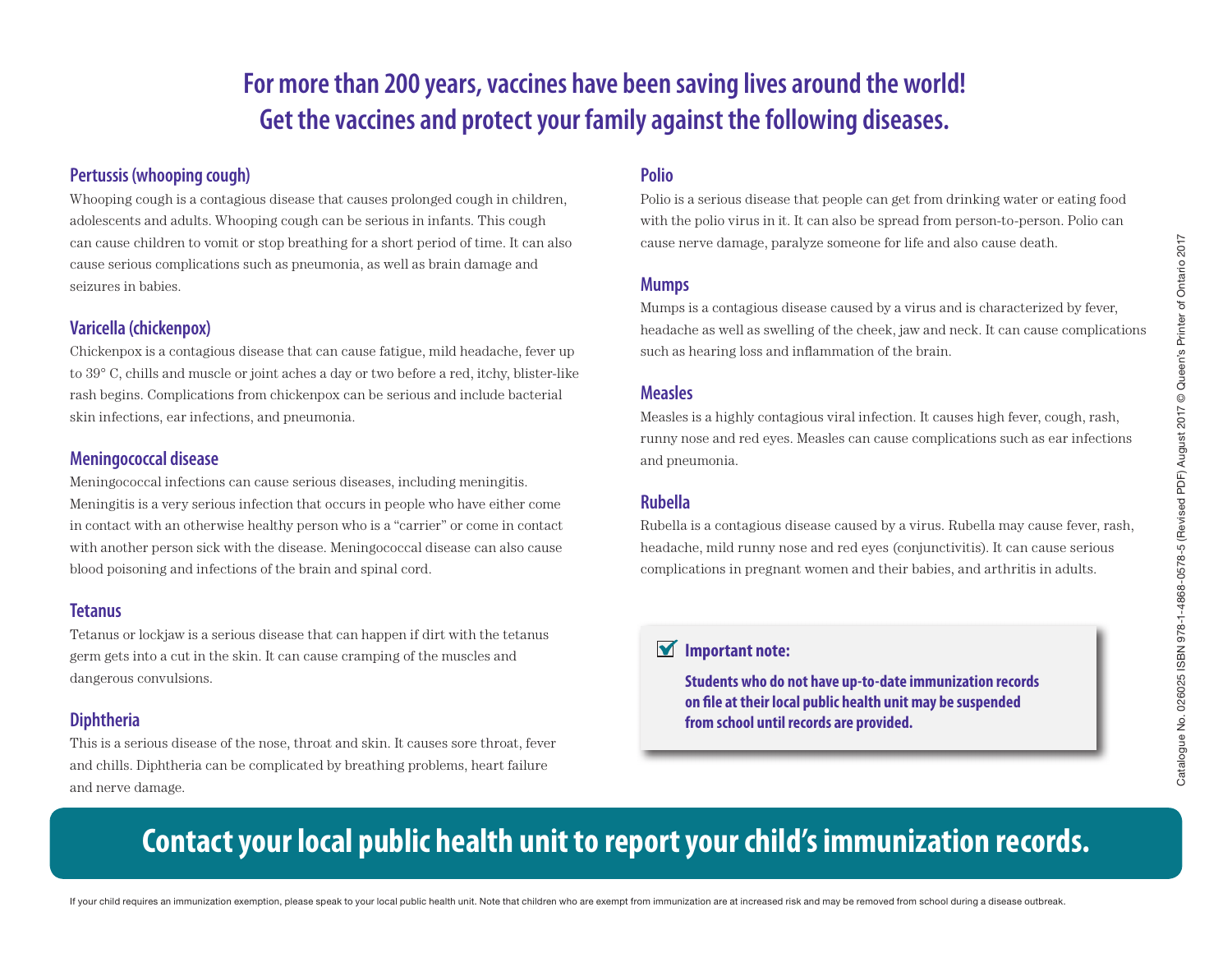# For more than 200 years, vaccines have been saving lives around the world! Get the vaccines and protect your family against the following diseases.

### Pertussis (whooping cough)

Whooping cough is a contagious disease that causes prolonged cough in children, adolescents and adults. Whooping cough can be serious in infants. This cough can cause children to vomit or stop breathing for a short period of time. It can also cause serious complications such as pneumonia, as well as brain damage and seizures in babies.

### Varicella (chickenpox)

Chickenpox is a contagious disease that can cause fatigue, mild headache, fever up to 39° C, chills and muscle or joint aches a day or two before a red, itchy, blister-like rash begins. Complications from chickenpox can be serious and include bacterial skin infections, ear infections, and pneumonia.

### Meningococcal disease

Meningococcal infections can cause serious diseases, including meningitis. Meningitis is a very serious infection that occurs in people who have either come in contact with an otherwise healthy person who is a "carrier" or come in contact with another person sick with the disease. Meningococcal disease can also cause blood poisoning and infections of the brain and spinal cord.

### Tetanus

Tetanus or lockjaw is a serious disease that can happen if dirt with the tetanus germ gets into a cut in the skin. It can cause cramping of the muscles and dangerous convulsions.

### Diphtheria

This is a serious disease of the nose, throat and skin. It causes sore throat, fever and chills. Diphtheria can be complicated by breathing problems, heart failure and nerve damage.

### Polio

Polio is a serious disease that people can get from drinking water or eating food with the polio virus in it. It can also be spread from person-to-person. Polio can cause nerve damage, paralyze someone for life and also cause death.

### Mumps

Mumps is a contagious disease caused by a virus and is characterized by fever, headache as well as swelling of the cheek, jaw and neck. It can cause complications such as hearing loss and inflammation of the brain.

### Measles

Measles is a highly contagious viral infection. It causes high fever, cough, rash, runny nose and red eyes. Measles can cause complications such as ear infections and pneumonia.

### Rubella

Rubella is a contagious disease caused by a virus. Rubella may cause fever, rash, headache, mild runny nose and red eyes (conjunctivitis). It can cause serious complications in pregnant women and their babies, and arthritis in adults.

**☑ Important note:**

**Students who do not have up-to-date immunization records on file at their local public health unit may be suspended from school until records are provided.**

## Contact your local public health unit to report your child's immunization records.

If your child requires an immunization exemption, please speak to your local public health unit. Note that children who are exempt from immunization are at increased risk and may be removed from school during a disease outbreak.

Catalogue No. 026025 ISBN 978-1-4868-0578-5 (Revised PDF) August 2017 © Queen's Printer of Ontario 2017